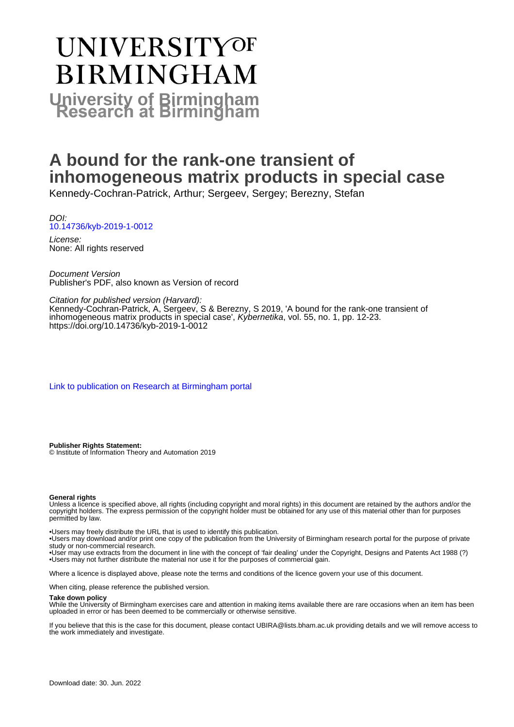# UNIVERSITY OF BIRMINGHAM

## University of Birmingham Research at Birmingham

# A bound for the rank-one transient of inhomogeneous matrix products in special case

Kennedy-Cochran-Patrick, Arthur; Sergeev, Sergey; Berezny, Stefan

*DOI:*
10.14736/kyb-2019-1-0012

*License:*
None: All rights reserved

*Document Version*
Publisher's PDF, also known as Version of record

*Citation for published version (Harvard):*
Kennedy-Cochran-Patrick, A, Sergeev, S & Berezny, S 2019, 'A bound for the rank-one transient of inhomogeneous matrix products in special case', *Kybernetika*, vol. 55, no. 1, pp. 12-23. https://doi.org/10.14736/kyb-2019-1-0012

Link to publication on Research at Birmingham portal

**Publisher Rights Statement:**
© Institute of Information Theory and Automation 2019

**General rights**
Unless a licence is specified above, all rights (including copyright and moral rights) in this document are retained by the authors and/or the copyright holders. The express permission of the copyright holder must be obtained for any use of this material other than for purposes permitted by law.

•Users may freely distribute the URL that is used to identify this publication.
•Users may download and/or print one copy of the publication from the University of Birmingham research portal for the purpose of private study or non-commercial research.
•User may use extracts from the document in line with the concept of 'fair dealing' under the Copyright, Designs and Patents Act 1988 (?)
•Users may not further distribute the material nor use it for the purposes of commercial gain.

Where a licence is displayed above, please note the terms and conditions of the licence govern your use of this document.

When citing, please reference the published version.

**Take down policy**
While the University of Birmingham exercises care and attention in making items available there are rare occasions when an item has been uploaded in error or has been deemed to be commercially or otherwise sensitive.

If you believe that this is the case for this document, please contact UBIRA@lists.bham.ac.uk providing details and we will remove access to the work immediately and investigate.

Download date: 30. Jun. 2022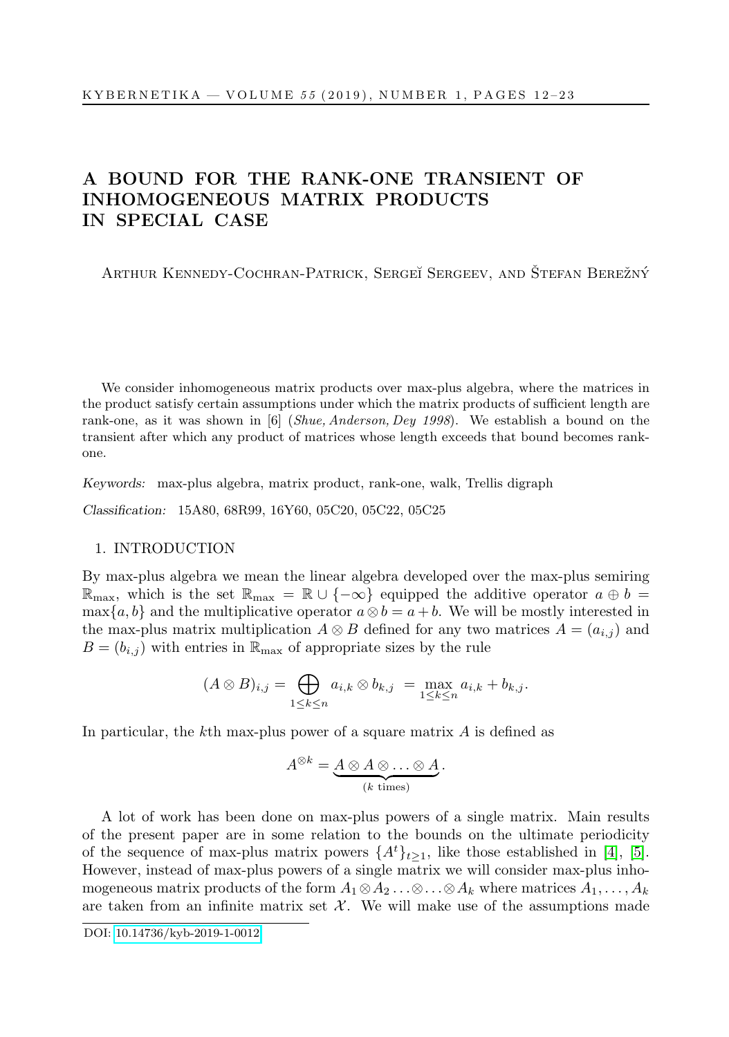# A BOUND FOR THE RANK-ONE TRANSIENT OF INHOMOGENEOUS MATRIX PRODUCTS IN SPECIAL CASE

Arthur Kennedy-Cochran-Patrick, Sergeĭ Sergeev, and Štefan Berežný

We consider inhomogeneous matrix products over max-plus algebra, where the matrices in the product satisfy certain assumptions under which the matrix products of sufficient length are rank-one, as it was shown in [6] (*Shue, Anderson, Dey 1998*). We establish a bound on the transient after which any product of matrices whose length exceeds that bound becomes rank-one.

*Keywords:* max-plus algebra, matrix product, rank-one, walk, Trellis digraph

*Classification:* 15A80, 68R99, 16Y60, 05C20, 05C22, 05C25

## 1. INTRODUCTION

By max-plus algebra we mean the linear algebra developed over the max-plus semiring $\mathbb{R}_{\max}$, which is the set $\mathbb{R}_{\max} = \mathbb{R} \cup \{-\infty\}$ equipped the additive operator $a \oplus b = \max\{a, b\}$ and the multiplicative operator $a \otimes b = a + b$. We will be mostly interested in the max-plus matrix multiplication $A \otimes B$ defined for any two matrices $A = (a_{i,j})$ and $B = (b_{i,j})$ with entries in $\mathbb{R}_{\max}$ of appropriate sizes by the rule

$$(A \otimes B)_{i,j} = \bigoplus_{1 \leq k \leq n} a_{i,k} \otimes b_{k,j} = \max_{1 \leq k \leq n} a_{i,k} + b_{k,j}.$$

In particular, the $k$th max-plus power of a square matrix $A$ is defined as

$$A^{\otimes k} = \underbrace{A \otimes A \otimes \ldots \otimes A}_{(k \text{ times})}.$$

A lot of work has been done on max-plus powers of a single matrix. Main results of the present paper are in some relation to the bounds on the ultimate periodicity of the sequence of max-plus matrix powers $\{A^t\}_{t \geq 1}$, like those established in [4], [5]. However, instead of max-plus powers of a single matrix we will consider max-plus inhomogeneous matrix products of the form $A_1 \otimes A_2 \ldots \otimes \ldots \otimes A_k$ where matrices $A_1, \ldots, A_k$ are taken from an infinite matrix set $\mathcal{X}$. We will make use of the assumptions made

DOI: 10.14736/kyb-2019-1-0012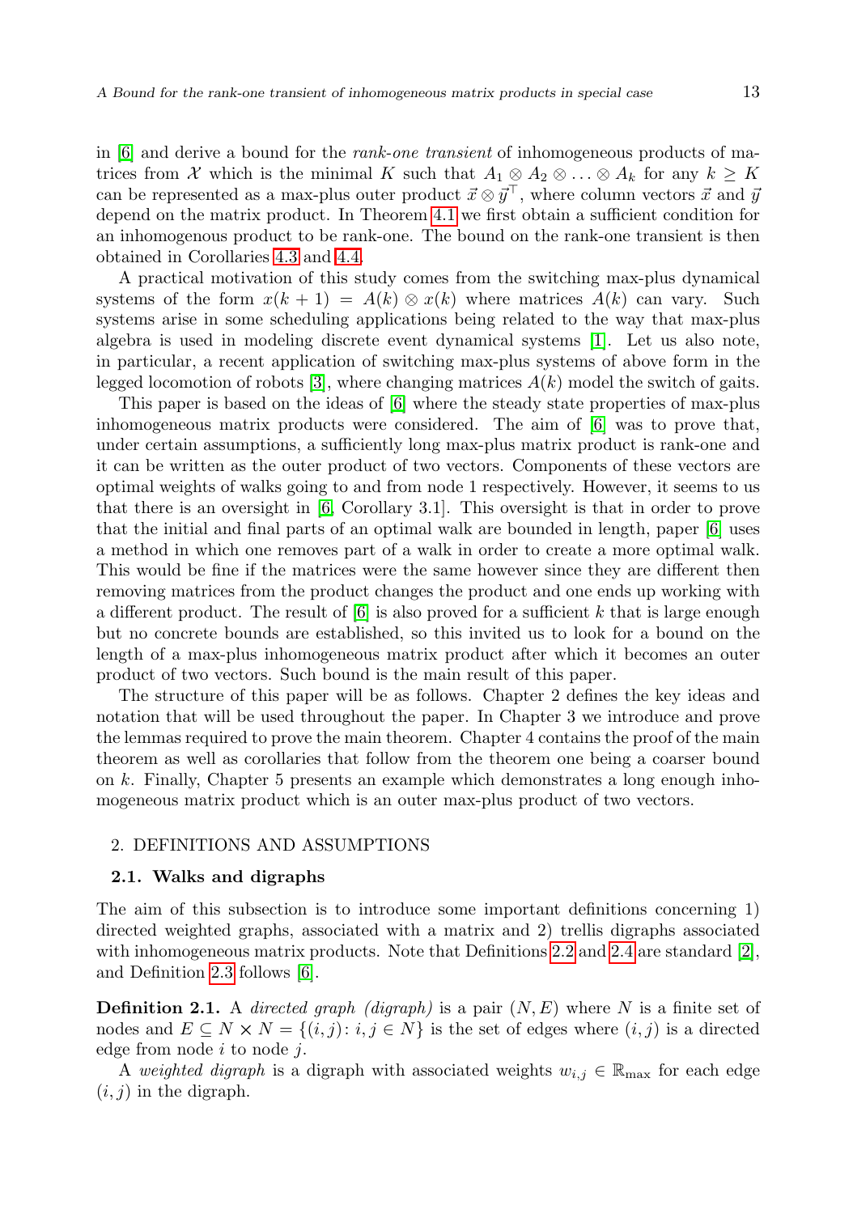in [6] and derive a bound for the *rank-one transient* of inhomogeneous products of matrices from $\mathcal{X}$ which is the minimal $K$ such that $A_1 \otimes A_2 \otimes \ldots \otimes A_k$ for any $k \geq K$ can be represented as a max-plus outer product $\vec{x} \otimes \vec{y}^\top$, where column vectors $\vec{x}$ and $\vec{y}$ depend on the matrix product. In Theorem 4.1 we first obtain a sufficient condition for an inhomogenous product to be rank-one. The bound on the rank-one transient is then obtained in Corollaries 4.3 and 4.4.

A practical motivation of this study comes from the switching max-plus dynamical systems of the form $x(k+1) = A(k) \otimes x(k)$ where matrices $A(k)$ can vary. Such systems arise in some scheduling applications being related to the way that max-plus algebra is used in modeling discrete event dynamical systems [1]. Let us also note, in particular, a recent application of switching max-plus systems of above form in the legged locomotion of robots [3], where changing matrices $A(k)$ model the switch of gaits.

This paper is based on the ideas of [6] where the steady state properties of max-plus inhomogeneous matrix products were considered. The aim of [6] was to prove that, under certain assumptions, a sufficiently long max-plus matrix product is rank-one and it can be written as the outer product of two vectors. Components of these vectors are optimal weights of walks going to and from node 1 respectively. However, it seems to us that there is an oversight in [6, Corollary 3.1]. This oversight is that in order to prove that the initial and final parts of an optimal walk are bounded in length, paper [6] uses a method in which one removes part of a walk in order to create a more optimal walk. This would be fine if the matrices were the same however since they are different then removing matrices from the product changes the product and one ends up working with a different product. The result of [6] is also proved for a sufficient $k$ that is large enough but no concrete bounds are established, so this invited us to look for a bound on the length of a max-plus inhomogeneous matrix product after which it becomes an outer product of two vectors. Such bound is the main result of this paper.

The structure of this paper will be as follows. Chapter 2 defines the key ideas and notation that will be used throughout the paper. In Chapter 3 we introduce and prove the lemmas required to prove the main theorem. Chapter 4 contains the proof of the main theorem as well as corollaries that follow from the theorem one being a coarser bound on $k$. Finally, Chapter 5 presents an example which demonstrates a long enough inhomogeneous matrix product which is an outer max-plus product of two vectors.

## 2. DEFINITIONS AND ASSUMPTIONS

### 2.1. Walks and digraphs

The aim of this subsection is to introduce some important definitions concerning 1) directed weighted graphs, associated with a matrix and 2) trellis digraphs associated with inhomogeneous matrix products. Note that Definitions 2.2 and 2.4 are standard [2], and Definition 2.3 follows [6].

**Definition 2.1.** A *directed graph (digraph)* is a pair $(N, E)$ where $N$ is a finite set of nodes and $E \subseteq N \times N = \{(i,j) \colon i, j \in N\}$ is the set of edges where $(i,j)$ is a directed edge from node $i$ to node $j$.

A *weighted digraph* is a digraph with associated weights $w_{i,j} \in \mathbb{R}_{\max}$ for each edge $(i,j)$ in the digraph.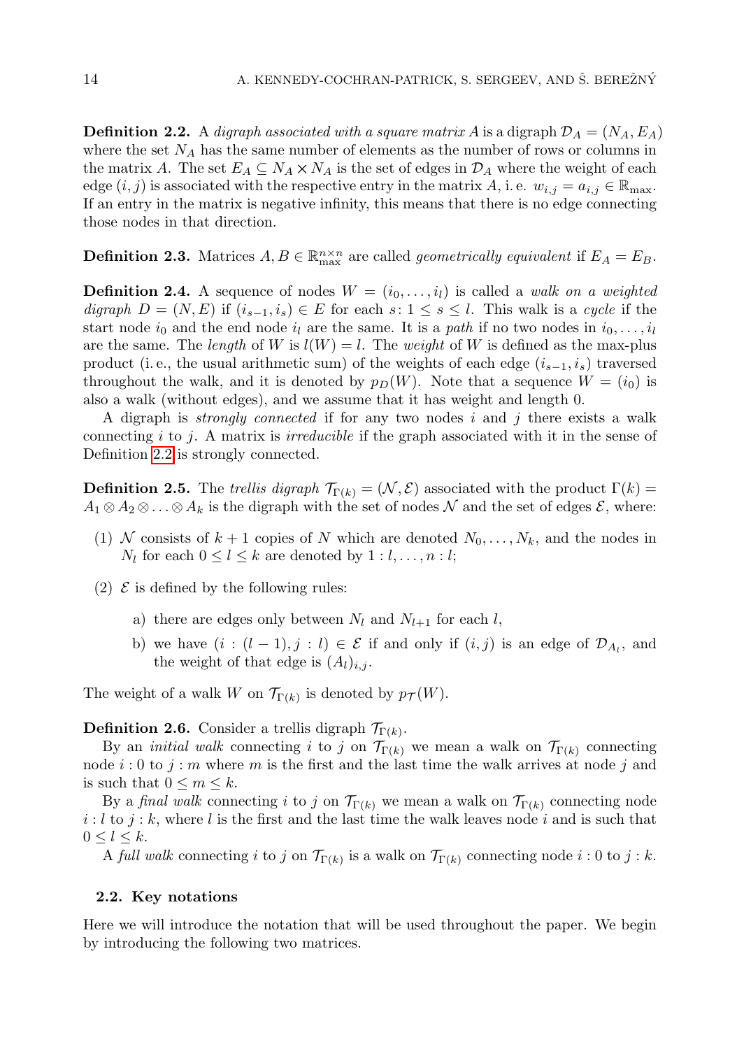**Definition 2.2.** A *digraph associated with a square matrix* $A$ is a digraph $\mathcal{D}_A = (N_A, E_A)$ where the set $N_A$ has the same number of elements as the number of rows or columns in the matrix $A$. The set $E_A \subseteq N_A \times N_A$ is the set of edges in $\mathcal{D}_A$ where the weight of each edge $(i,j)$ is associated with the respective entry in the matrix $A$, i. e. $w_{i,j} = a_{i,j} \in \mathbb{R}_{\max}$. If an entry in the matrix is negative infinity, this means that there is no edge connecting those nodes in that direction.

**Definition 2.3.** Matrices $A, B \in \mathbb{R}_{\max}^{n\times n}$ are called *geometrically equivalent* if $E_A = E_B$.

**Definition 2.4.** A sequence of nodes $W = (i_0, \ldots, i_l)$ is called a *walk on a weighted digraph* $D = (N, E)$ if $(i_{s-1}, i_s) \in E$ for each $s\colon 1 \leq s \leq l$. This walk is a *cycle* if the start node $i_0$ and the end node $i_l$ are the same. It is a *path* if no two nodes in $i_0, \ldots, i_l$ are the same. The *length* of $W$ is $l(W) = l$. The *weight* of $W$ is defined as the max-plus product (i. e., the usual arithmetic sum) of the weights of each edge $(i_{s-1}, i_s)$ traversed throughout the walk, and it is denoted by $p_D(W)$. Note that a sequence $W = (i_0)$ is also a walk (without edges), and we assume that it has weight and length 0.

A digraph is *strongly connected* if for any two nodes $i$ and $j$ there exists a walk connecting $i$ to $j$. A matrix is *irreducible* if the graph associated with it in the sense of Definition 2.2 is strongly connected.

**Definition 2.5.** The *trellis digraph* $\mathcal{T}_{\Gamma(k)} = (\mathcal{N}, \mathcal{E})$ associated with the product $\Gamma(k) = A_1 \otimes A_2 \otimes \ldots \otimes A_k$ is the digraph with the set of nodes $\mathcal{N}$ and the set of edges $\mathcal{E}$, where:

(1) $\mathcal{N}$ consists of $k+1$ copies of $N$ which are denoted $N_0, \ldots, N_k$, and the nodes in $N_l$ for each $0 \leq l \leq k$ are denoted by $1:l, \ldots, n:l$;

(2) $\mathcal{E}$ is defined by the following rules:

 a) there are edges only between $N_l$ and $N_{l+1}$ for each $l$,

 b) we have $(i : (l-1), j : l) \in \mathcal{E}$ if and only if $(i,j)$ is an edge of $\mathcal{D}_{A_l}$, and the weight of that edge is $(A_l)_{i,j}$.

The weight of a walk $W$ on $\mathcal{T}_{\Gamma(k)}$ is denoted by $p_{\mathcal{T}}(W)$.

**Definition 2.6.** Consider a trellis digraph $\mathcal{T}_{\Gamma(k)}$.

By an *initial walk* connecting $i$ to $j$ on $\mathcal{T}_{\Gamma(k)}$ we mean a walk on $\mathcal{T}_{\Gamma(k)}$ connecting node $i:0$ to $j:m$ where $m$ is the first and the last time the walk arrives at node $j$ and is such that $0 \leq m \leq k$.

By a *final walk* connecting $i$ to $j$ on $\mathcal{T}_{\Gamma(k)}$ we mean a walk on $\mathcal{T}_{\Gamma(k)}$ connecting node $i:l$ to $j:k$, where $l$ is the first and the last time the walk leaves node $i$ and is such that $0 \leq l \leq k$.

A *full walk* connecting $i$ to $j$ on $\mathcal{T}_{\Gamma(k)}$ is a walk on $\mathcal{T}_{\Gamma(k)}$ connecting node $i:0$ to $j:k$.

### 2.2. Key notations

Here we will introduce the notation that will be used throughout the paper. We begin by introducing the following two matrices.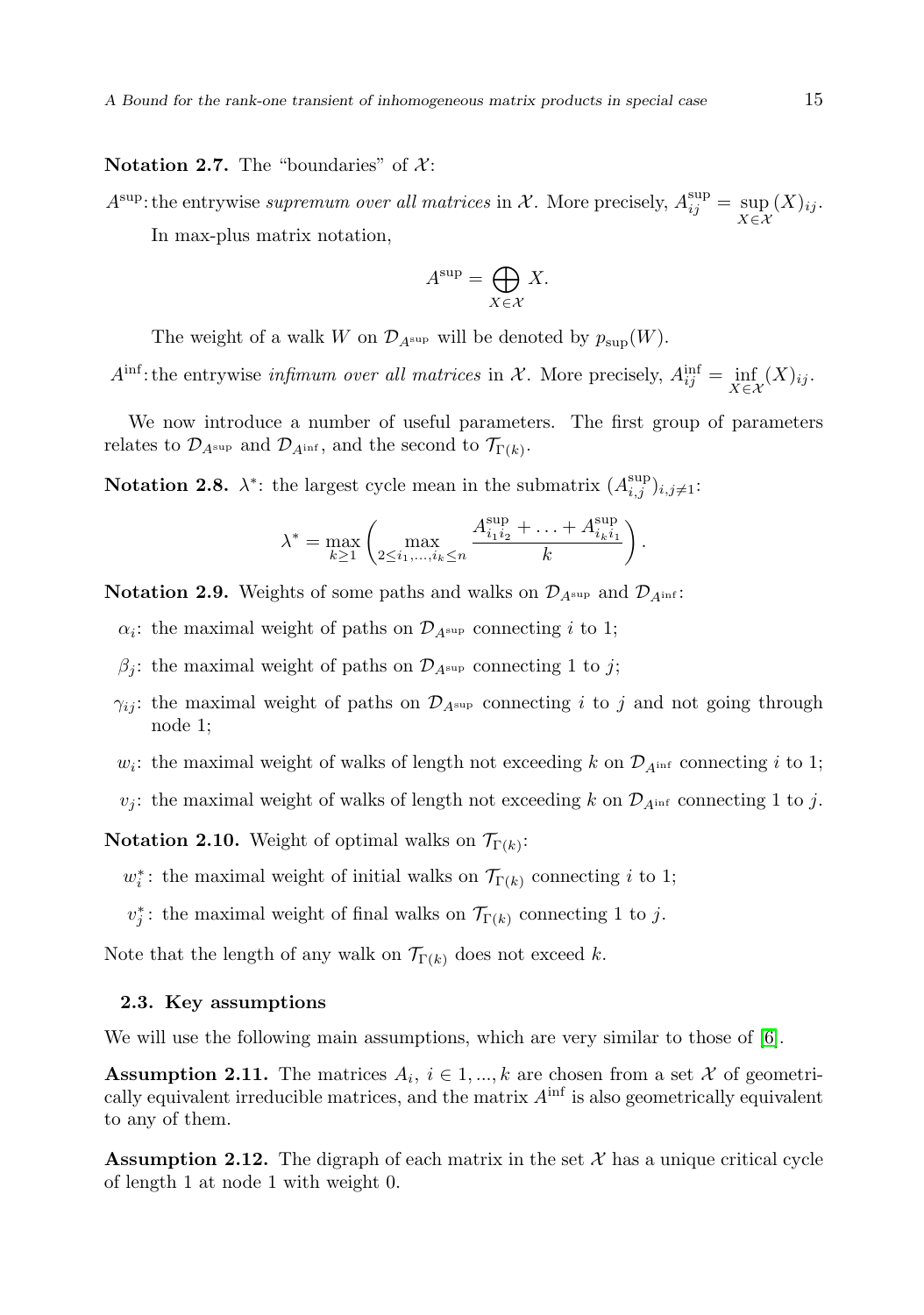**Notation 2.7.** The "boundaries" of $\mathcal{X}$:

$A^{\sup}$: the entrywise *supremum over all matrices* in $\mathcal{X}$. More precisely, $A^{\sup}_{ij} = \sup\limits_{X\in\mathcal{X}} (X)_{ij}$.

In max-plus matrix notation,

$$A^{\sup} = \bigoplus_{X\in\mathcal{X}} X.$$

The weight of a walk $W$ on $\mathcal{D}_{A^{\sup}}$ will be denoted by $p_{\sup}(W)$.

$A^{\inf}$: the entrywise *infimum over all matrices* in $\mathcal{X}$. More precisely, $A^{\inf}_{ij} = \inf\limits_{X\in\mathcal{X}} (X)_{ij}$.

We now introduce a number of useful parameters. The first group of parameters relates to $\mathcal{D}_{A^{\sup}}$ and $\mathcal{D}_{A^{\inf}}$, and the second to $\mathcal{T}_{\Gamma(k)}$.

**Notation 2.8.** $\lambda^*$: the largest cycle mean in the submatrix $(A^{\sup}_{i,j})_{i,j\neq 1}$:

$$\lambda^* = \max_{k\geq 1}\left(\max_{2\leq i_1,\ldots,i_k\leq n} \frac{A^{\sup}_{i_1 i_2} + \ldots + A^{\sup}_{i_k i_1}}{k}\right).$$

**Notation 2.9.** Weights of some paths and walks on $\mathcal{D}_{A^{\sup}}$ and $\mathcal{D}_{A^{\inf}}$:

- $\alpha_i$: the maximal weight of paths on $\mathcal{D}_{A^{\sup}}$ connecting $i$ to 1;
- $\beta_j$: the maximal weight of paths on $\mathcal{D}_{A^{\sup}}$ connecting 1 to $j$;
- $\gamma_{ij}$: the maximal weight of paths on $\mathcal{D}_{A^{\sup}}$ connecting $i$ to $j$ and not going through node 1;
- $w_i$: the maximal weight of walks of length not exceeding $k$ on $\mathcal{D}_{A^{\inf}}$ connecting $i$ to 1;
- $v_j$: the maximal weight of walks of length not exceeding $k$ on $\mathcal{D}_{A^{\inf}}$ connecting 1 to $j$.

**Notation 2.10.** Weight of optimal walks on $\mathcal{T}_{\Gamma(k)}$:

- $w^*_i$: the maximal weight of initial walks on $\mathcal{T}_{\Gamma(k)}$ connecting $i$ to 1;
- $v^*_j$: the maximal weight of final walks on $\mathcal{T}_{\Gamma(k)}$ connecting 1 to $j$.

Note that the length of any walk on $\mathcal{T}_{\Gamma(k)}$ does not exceed $k$.

### 2.3. Key assumptions

We will use the following main assumptions, which are very similar to those of [6].

**Assumption 2.11.** The matrices $A_i$, $i \in 1,...,k$ are chosen from a set $\mathcal{X}$ of geometrically equivalent irreducible matrices, and the matrix $A^{\inf}$ is also geometrically equivalent to any of them.

**Assumption 2.12.** The digraph of each matrix in the set $\mathcal{X}$ has a unique critical cycle of length 1 at node 1 with weight 0.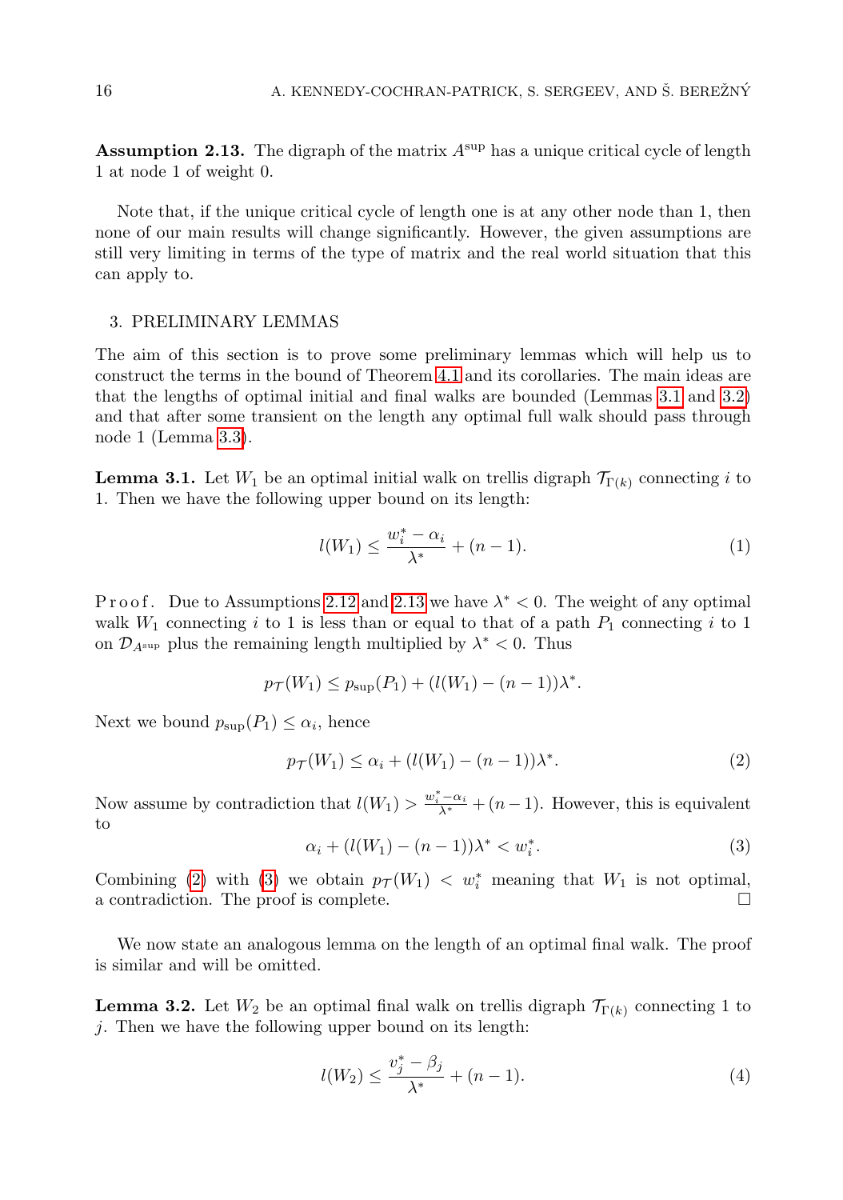**Assumption 2.13.** The digraph of the matrix $A^{\text{sup}}$ has a unique critical cycle of length 1 at node 1 of weight 0.

Note that, if the unique critical cycle of length one is at any other node than 1, then none of our main results will change significantly. However, the given assumptions are still very limiting in terms of the type of matrix and the real world situation that this can apply to.

## 3. PRELIMINARY LEMMAS

The aim of this section is to prove some preliminary lemmas which will help us to construct the terms in the bound of Theorem 4.1 and its corollaries. The main ideas are that the lengths of optimal initial and final walks are bounded (Lemmas 3.1 and 3.2) and that after some transient on the length any optimal full walk should pass through node 1 (Lemma 3.3).

**Lemma 3.1.** Let $W_1$ be an optimal initial walk on trellis digraph $\mathcal{T}_{\Gamma(k)}$ connecting $i$ to 1. Then we have the following upper bound on its length:

$$l(W_1) \leq \frac{w_i^* - \alpha_i}{\lambda^*} + (n-1). \tag{1}$$

Proof. Due to Assumptions 2.12 and 2.13 we have $\lambda^* < 0$. The weight of any optimal walk $W_1$ connecting $i$ to 1 is less than or equal to that of a path $P_1$ connecting $i$ to 1 on $\mathcal{D}_{A^{\text{sup}}}$ plus the remaining length multiplied by $\lambda^* < 0$. Thus

$$p_{\mathcal{T}}(W_1) \leq p_{\text{sup}}(P_1) + (l(W_1) - (n-1))\lambda^*.$$

Next we bound $p_{\text{sup}}(P_1) \leq \alpha_i$, hence

$$p_{\mathcal{T}}(W_1) \leq \alpha_i + (l(W_1) - (n-1))\lambda^*. \tag{2}$$

Now assume by contradiction that $l(W_1) > \frac{w_i^* - \alpha_i}{\lambda^*} + (n-1)$. However, this is equivalent to

$$\alpha_i + (l(W_1) - (n-1))\lambda^* < w_i^*. \tag{3}$$

Combining (2) with (3) we obtain $p_{\mathcal{T}}(W_1) < w_i^*$ meaning that $W_1$ is not optimal, a contradiction. The proof is complete. $\square$

We now state an analogous lemma on the length of an optimal final walk. The proof is similar and will be omitted.

**Lemma 3.2.** Let $W_2$ be an optimal final walk on trellis digraph $\mathcal{T}_{\Gamma(k)}$ connecting 1 to $j$. Then we have the following upper bound on its length:

$$l(W_2) \leq \frac{v_j^* - \beta_j}{\lambda^*} + (n-1). \tag{4}$$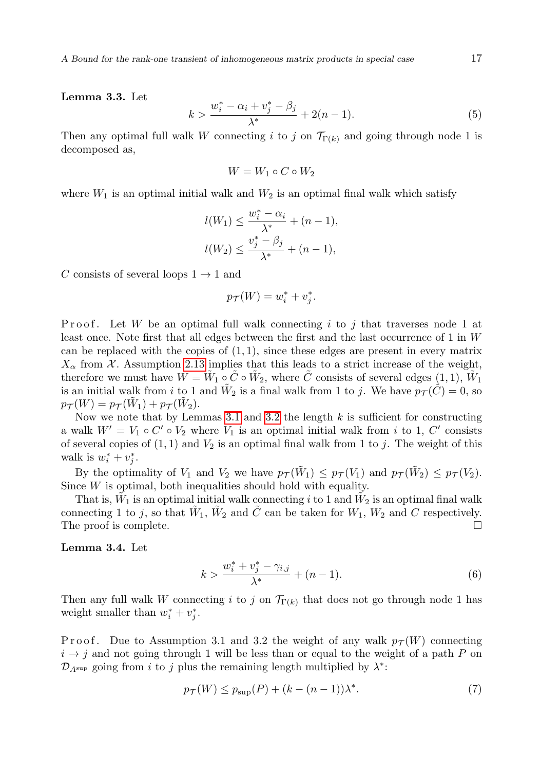**Lemma 3.3.** Let

$$k > \frac{w_i^* - \alpha_i + v_j^* - \beta_j}{\lambda^*} + 2(n-1). \tag{5}$$

Then any optimal full walk $W$ connecting $i$ to $j$ on $\mathcal{T}_{\Gamma(k)}$ and going through node 1 is decomposed as,

$$W = W_1 \circ C \circ W_2$$

where $W_1$ is an optimal initial walk and $W_2$ is an optimal final walk which satisfy

$$l(W_1) \leq \frac{w_i^* - \alpha_i}{\lambda^*} + (n-1),$$
$$l(W_2) \leq \frac{v_j^* - \beta_j}{\lambda^*} + (n-1),$$

$C$ consists of several loops $1 \to 1$ and

$$p_{\mathcal{T}}(W) = w_i^* + v_j^*.$$

*Proof.* Let $W$ be an optimal full walk connecting $i$ to $j$ that traverses node 1 at least once. Note first that all edges between the first and the last occurrence of 1 in $W$ can be replaced with the copies of $(1,1)$, since these edges are present in every matrix $X_\alpha$ from $\mathcal{X}$. Assumption 2.13 implies that this leads to a strict increase of the weight, therefore we must have $W = \tilde{W}_1 \circ \tilde{C} \circ \tilde{W}_2$, where $\tilde{C}$ consists of several edges $(1,1)$, $\tilde{W}_1$ is an initial walk from $i$ to 1 and $\tilde{W}_2$ is a final walk from 1 to $j$. We have $p_{\mathcal{T}}(\tilde{C}) = 0$, so $p_{\mathcal{T}}(W) = p_{\mathcal{T}}(\tilde{W}_1) + p_{\mathcal{T}}(\tilde{W}_2)$.

Now we note that by Lemmas 3.1 and 3.2 the length $k$ is sufficient for constructing a walk $W' = V_1 \circ C' \circ V_2$ where $V_1$ is an optimal initial walk from $i$ to 1, $C'$ consists of several copies of $(1,1)$ and $V_2$ is an optimal final walk from 1 to $j$. The weight of this walk is $w_i^* + v_j^*$.

By the optimality of $V_1$ and $V_2$ we have $p_{\mathcal{T}}(\tilde{W}_1) \leq p_{\mathcal{T}}(V_1)$ and $p_{\mathcal{T}}(\tilde{W}_2) \leq p_{\mathcal{T}}(V_2)$. Since $W$ is optimal, both inequalities should hold with equality.

That is, $\tilde{W}_1$ is an optimal initial walk connecting $i$ to 1 and $\tilde{W}_2$ is an optimal final walk connecting 1 to $j$, so that $\tilde{W}_1$, $\tilde{W}_2$ and $\tilde{C}$ can be taken for $W_1$, $W_2$ and $C$ respectively. The proof is complete. □

**Lemma 3.4.** Let

$$k > \frac{w_i^* + v_j^* - \gamma_{i,j}}{\lambda^*} + (n-1). \tag{6}$$

Then any full walk $W$ connecting $i$ to $j$ on $\mathcal{T}_{\Gamma(k)}$ that does not go through node 1 has weight smaller than $w_i^* + v_j^*$.

*Proof.* Due to Assumption 3.1 and 3.2 the weight of any walk $p_{\mathcal{T}}(W)$ connecting $i \to j$ and not going through 1 will be less than or equal to the weight of a path $P$ on $\mathcal{D}_{A^{\sup}}$ going from $i$ to $j$ plus the remaining length multiplied by $\lambda^*$:

$$p_{\mathcal{T}}(W) \leq p_{\sup}(P) + (k - (n-1))\lambda^*. \tag{7}$$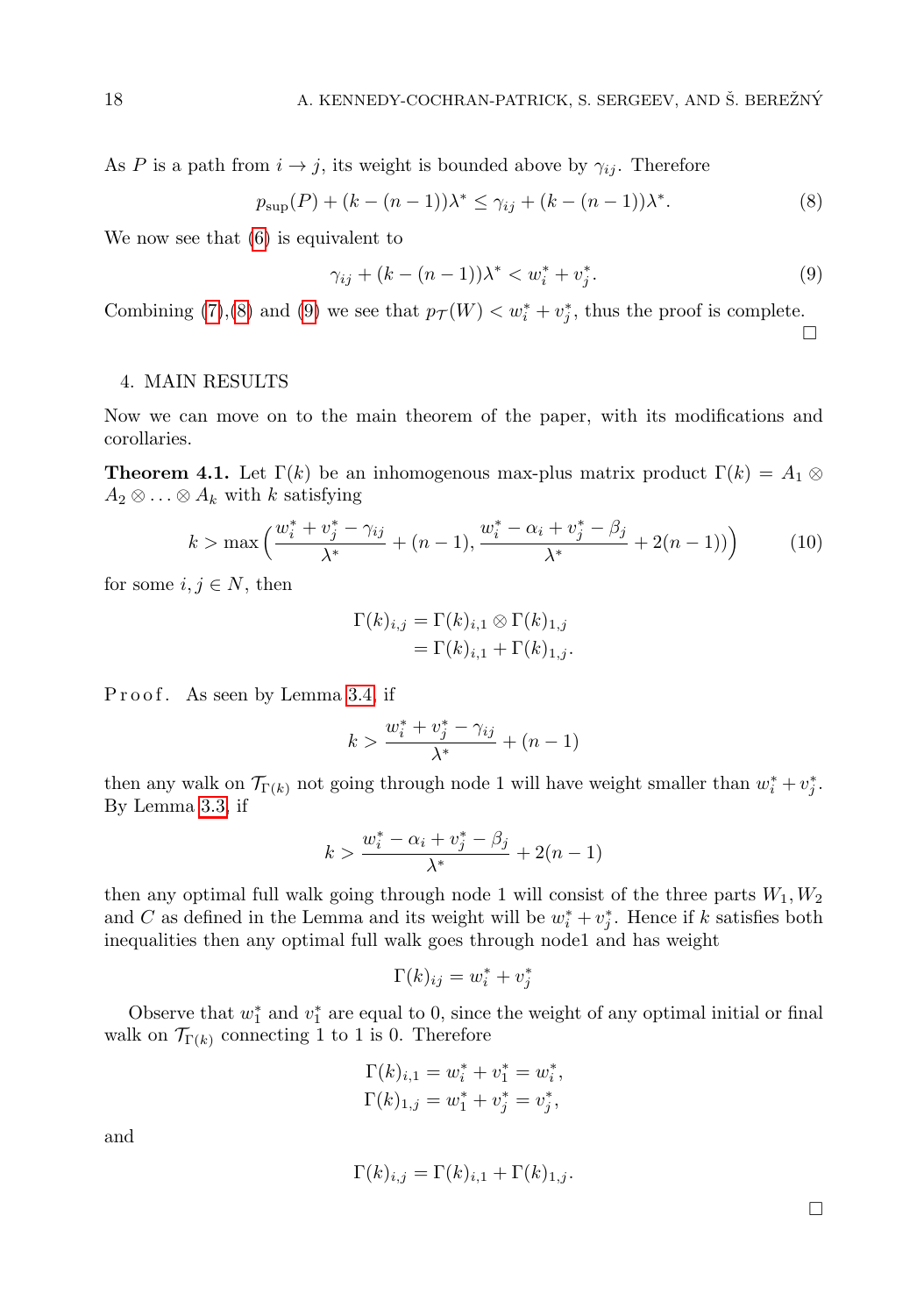As $P$ is a path from $i \to j$, its weight is bounded above by $\gamma_{ij}$. Therefore

$$p_{\sup}(P) + (k - (n-1))\lambda^* \leq \gamma_{ij} + (k - (n-1))\lambda^*. \tag{8}$$

We now see that (6) is equivalent to

$$\gamma_{ij} + (k - (n-1))\lambda^* < w_i^* + v_j^*. \tag{9}$$

Combining (7),(8) and (9) we see that $p_{\mathcal{T}}(W) < w_i^* + v_j^*$, thus the proof is complete. $\square$

## 4. MAIN RESULTS

Now we can move on to the main theorem of the paper, with its modifications and corollaries.

**Theorem 4.1.** Let $\Gamma(k)$ be an inhomogenous max-plus matrix product $\Gamma(k) = A_1 \otimes A_2 \otimes \ldots \otimes A_k$ with $k$ satisfying

$$k > \max\Big(\frac{w_i^* + v_j^* - \gamma_{ij}}{\lambda^*} + (n-1), \frac{w_i^* - \alpha_i + v_j^* - \beta_j}{\lambda^*} + 2(n-1)\Big) \tag{10}$$

for some $i, j \in N$, then

$$\begin{aligned}\Gamma(k)_{i,j} &= \Gamma(k)_{i,1} \otimes \Gamma(k)_{1,j} \\ &= \Gamma(k)_{i,1} + \Gamma(k)_{1,j}.\end{aligned}$$

Proof. As seen by Lemma 3.4, if

$$k > \frac{w_i^* + v_j^* - \gamma_{ij}}{\lambda^*} + (n-1)$$

then any walk on $\mathcal{T}_{\Gamma(k)}$ not going through node 1 will have weight smaller than $w_i^* + v_j^*$. By Lemma 3.3, if

$$k > \frac{w_i^* - \alpha_i + v_j^* - \beta_j}{\lambda^*} + 2(n-1)$$

then any optimal full walk going through node 1 will consist of the three parts $W_1, W_2$ and $C$ as defined in the Lemma and its weight will be $w_i^* + v_j^*$. Hence if $k$ satisfies both inequalities then any optimal full walk goes through node1 and has weight

$$\Gamma(k)_{ij} = w_i^* + v_j^*$$

Observe that $w_1^*$ and $v_1^*$ are equal to 0, since the weight of any optimal initial or final walk on $\mathcal{T}_{\Gamma(k)}$ connecting 1 to 1 is 0. Therefore

$$\begin{aligned}\Gamma(k)_{i,1} &= w_i^* + v_1^* = w_i^*, \\ \Gamma(k)_{1,j} &= w_1^* + v_j^* = v_j^*,\end{aligned}$$

and

$$\Gamma(k)_{i,j} = \Gamma(k)_{i,1} + \Gamma(k)_{1,j}.$$

$\square$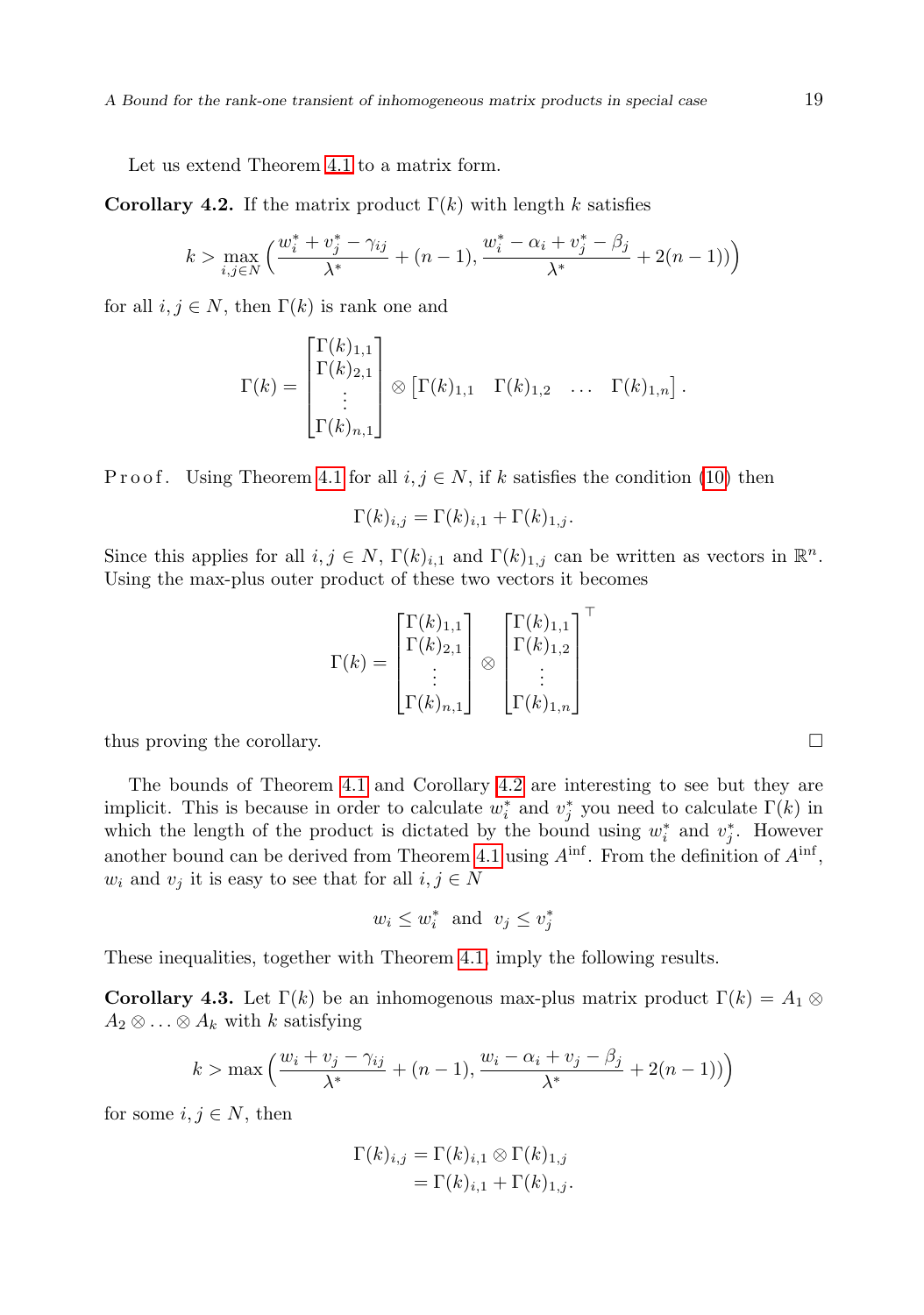Let us extend Theorem 4.1 to a matrix form.

**Corollary 4.2.** If the matrix product $\Gamma(k)$ with length $k$ satisfies

$$k > \max_{i,j \in N} \Big( \frac{w_i^* + v_j^* - \gamma_{ij}}{\lambda^*} + (n-1), \frac{w_i^* - \alpha_i + v_j^* - \beta_j}{\lambda^*} + 2(n-1) ) \Big)$$

for all $i, j \in N$, then $\Gamma(k)$ is rank one and

$$\Gamma(k) = \begin{bmatrix} \Gamma(k)_{1,1} \\ \Gamma(k)_{2,1} \\ \vdots \\ \Gamma(k)_{n,1} \end{bmatrix} \otimes \begin{bmatrix} \Gamma(k)_{1,1} & \Gamma(k)_{1,2} & \dots & \Gamma(k)_{1,n} \end{bmatrix}.$$

P r o o f. Using Theorem 4.1 for all $i, j \in N$, if $k$ satisfies the condition (10) then

$$\Gamma(k)_{i,j} = \Gamma(k)_{i,1} + \Gamma(k)_{1,j}.$$

Since this applies for all $i, j \in N$, $\Gamma(k)_{i,1}$ and $\Gamma(k)_{1,j}$ can be written as vectors in $\mathbb{R}^n$. Using the max-plus outer product of these two vectors it becomes

$$\Gamma(k) = \begin{bmatrix} \Gamma(k)_{1,1} \\ \Gamma(k)_{2,1} \\ \vdots \\ \Gamma(k)_{n,1} \end{bmatrix} \otimes \begin{bmatrix} \Gamma(k)_{1,1} \\ \Gamma(k)_{1,2} \\ \vdots \\ \Gamma(k)_{1,n} \end{bmatrix}^\top$$

thus proving the corollary. $\square$

The bounds of Theorem 4.1 and Corollary 4.2 are interesting to see but they are implicit. This is because in order to calculate $w_i^*$ and $v_j^*$ you need to calculate $\Gamma(k)$ in which the length of the product is dictated by the bound using $w_i^*$ and $v_j^*$. However another bound can be derived from Theorem 4.1 using $A^{\text{inf}}$. From the definition of $A^{\text{inf}}$, $w_i$ and $v_j$ it is easy to see that for all $i, j \in N$

$$w_i \leq w_i^* \text{ and } v_j \leq v_j^*$$

These inequalities, together with Theorem 4.1, imply the following results.

**Corollary 4.3.** Let $\Gamma(k)$ be an inhomogenous max-plus matrix product $\Gamma(k) = A_1 \otimes A_2 \otimes \ldots \otimes A_k$ with $k$ satisfying

$$k > \max \Big( \frac{w_i + v_j - \gamma_{ij}}{\lambda^*} + (n-1), \frac{w_i - \alpha_i + v_j - \beta_j}{\lambda^*} + 2(n-1) ) \Big)$$

for some $i, j \in N$, then

$$\begin{aligned} \Gamma(k)_{i,j} &= \Gamma(k)_{i,1} \otimes \Gamma(k)_{1,j} \\ &= \Gamma(k)_{i,1} + \Gamma(k)_{1,j}. \end{aligned}$$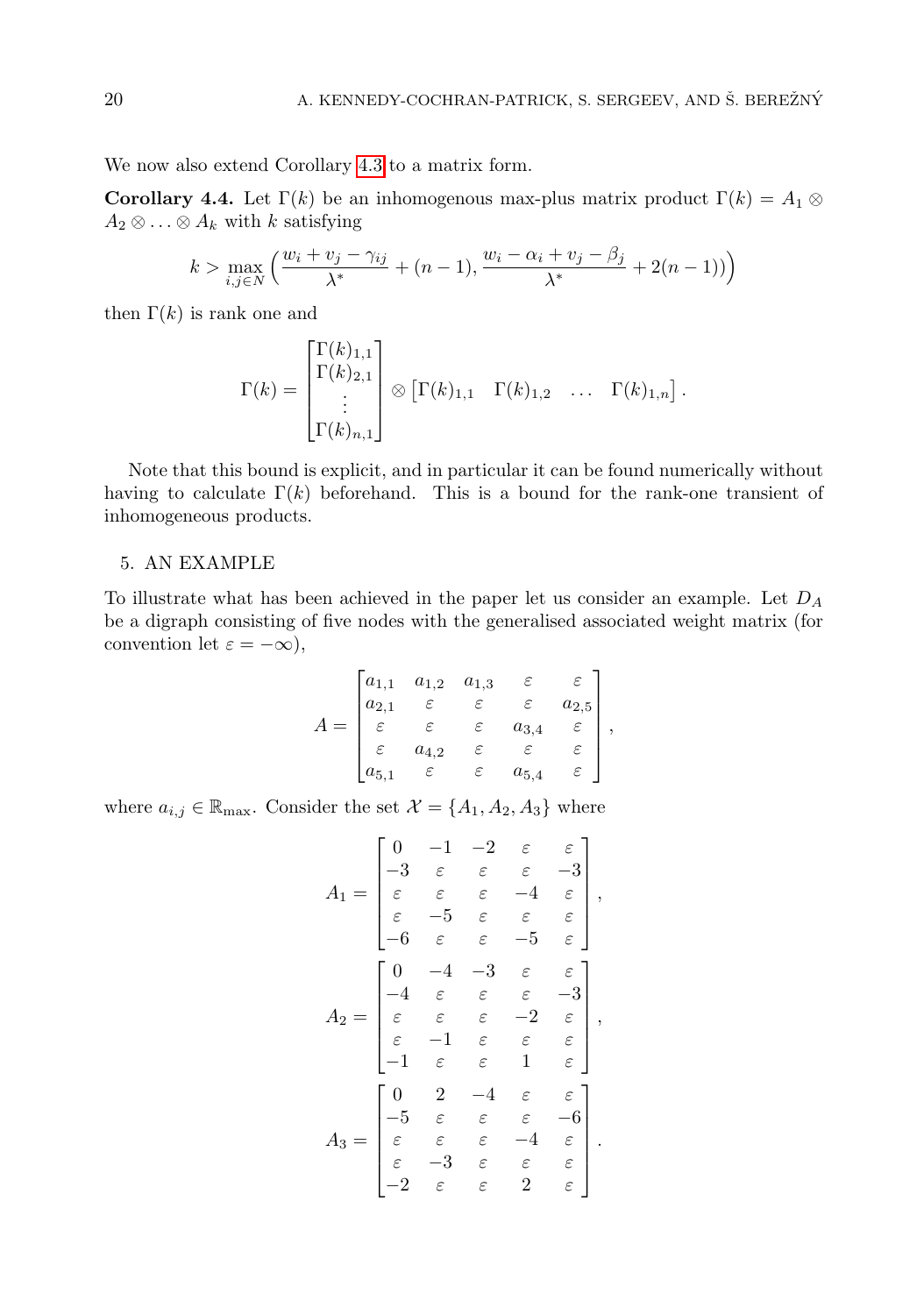We now also extend Corollary 4.3 to a matrix form.

**Corollary 4.4.** Let $\Gamma(k)$ be an inhomogenous max-plus matrix product $\Gamma(k) = A_1 \otimes A_2 \otimes \ldots \otimes A_k$ with $k$ satisfying

$$k > \max_{i,j \in N} \Big( \frac{w_i + v_j - \gamma_{ij}}{\lambda^*} + (n-1), \frac{w_i - \alpha_i + v_j - \beta_j}{\lambda^*} + 2(n-1) \Big)$$

then $\Gamma(k)$ is rank one and

$$\Gamma(k) = \begin{bmatrix} \Gamma(k)_{1,1} \\ \Gamma(k)_{2,1} \\ \vdots \\ \Gamma(k)_{n,1} \end{bmatrix} \otimes \begin{bmatrix} \Gamma(k)_{1,1} & \Gamma(k)_{1,2} & \ldots & \Gamma(k)_{1,n} \end{bmatrix}.$$

Note that this bound is explicit, and in particular it can be found numerically without having to calculate $\Gamma(k)$ beforehand. This is a bound for the rank-one transient of inhomogeneous products.

## 5. AN EXAMPLE

To illustrate what has been achieved in the paper let us consider an example. Let $D_A$ be a digraph consisting of five nodes with the generalised associated weight matrix (for convention let $\varepsilon = -\infty$),

$$A = \begin{bmatrix} a_{1,1} & a_{1,2} & a_{1,3} & \varepsilon & \varepsilon \\ a_{2,1} & \varepsilon & \varepsilon & \varepsilon & a_{2,5} \\ \varepsilon & \varepsilon & \varepsilon & a_{3,4} & \varepsilon \\ \varepsilon & a_{4,2} & \varepsilon & \varepsilon & \varepsilon \\ a_{5,1} & \varepsilon & \varepsilon & a_{5,4} & \varepsilon \end{bmatrix},$$

where $a_{i,j} \in \mathbb{R}_{\max}$. Consider the set $\mathcal{X} = \{A_1, A_2, A_3\}$ where

$$A_1 = \begin{bmatrix} 0 & -1 & -2 & \varepsilon & \varepsilon \\ -3 & \varepsilon & \varepsilon & \varepsilon & -3 \\ \varepsilon & \varepsilon & \varepsilon & -4 & \varepsilon \\ \varepsilon & -5 & \varepsilon & \varepsilon & \varepsilon \\ -6 & \varepsilon & \varepsilon & -5 & \varepsilon \end{bmatrix},$$

$$A_2 = \begin{bmatrix} 0 & -4 & -3 & \varepsilon & \varepsilon \\ -4 & \varepsilon & \varepsilon & \varepsilon & -3 \\ \varepsilon & \varepsilon & \varepsilon & -2 & \varepsilon \\ \varepsilon & -1 & \varepsilon & \varepsilon & \varepsilon \\ -1 & \varepsilon & \varepsilon & 1 & \varepsilon \end{bmatrix},$$

$$A_3 = \begin{bmatrix} 0 & 2 & -4 & \varepsilon & \varepsilon \\ -5 & \varepsilon & \varepsilon & \varepsilon & -6 \\ \varepsilon & \varepsilon & \varepsilon & -4 & \varepsilon \\ \varepsilon & -3 & \varepsilon & \varepsilon & \varepsilon \\ -2 & \varepsilon & \varepsilon & 2 & \varepsilon \end{bmatrix}.$$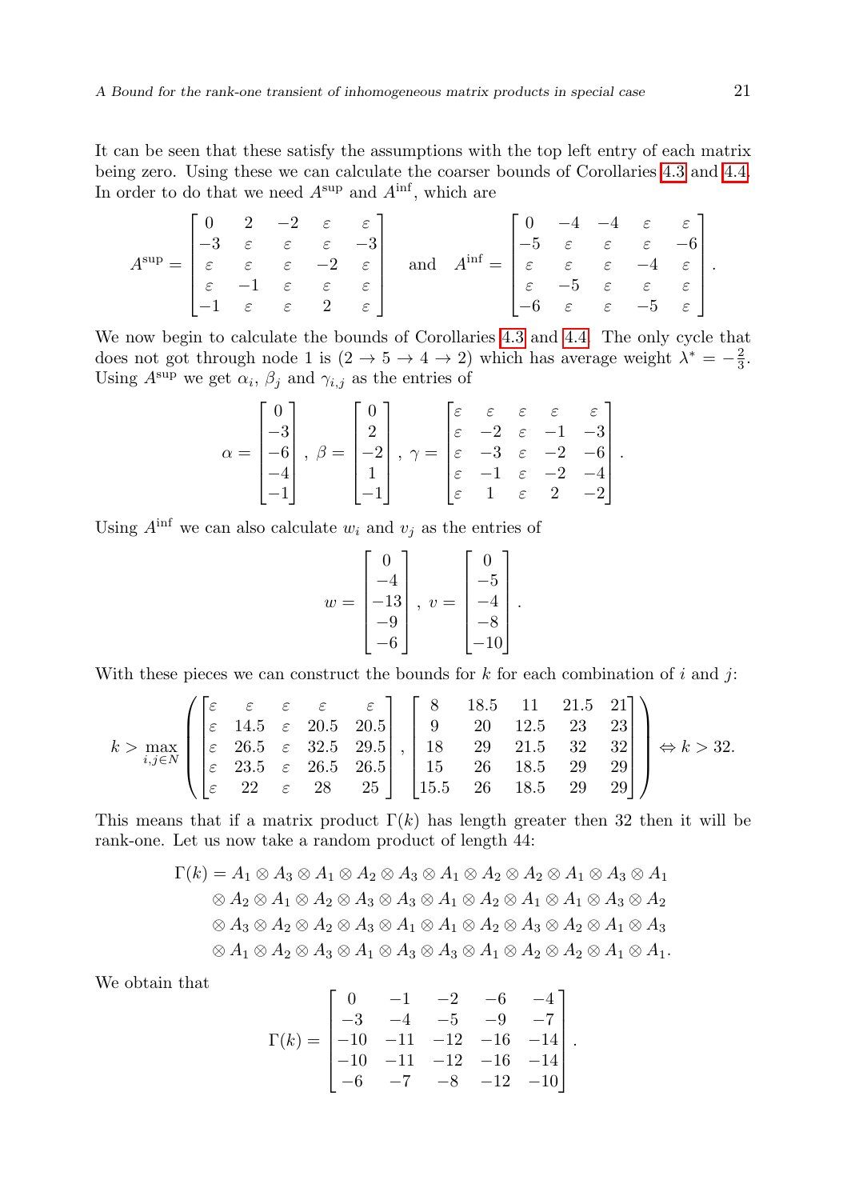It can be seen that these satisfy the assumptions with the top left entry of each matrix being zero. Using these we can calculate the coarser bounds of Corollaries 4.3 and 4.4. In order to do that we need $A^{\text{sup}}$ and $A^{\text{inf}}$, which are

$$A^{\text{sup}} = \begin{bmatrix} 0 & 2 & -2 & \varepsilon & \varepsilon \\ -3 & \varepsilon & \varepsilon & \varepsilon & -3 \\ \varepsilon & \varepsilon & \varepsilon & -2 & \varepsilon \\ \varepsilon & -1 & \varepsilon & \varepsilon & \varepsilon \\ -1 & \varepsilon & \varepsilon & 2 & \varepsilon \end{bmatrix} \quad \text{and} \quad A^{\text{inf}} = \begin{bmatrix} 0 & -4 & -4 & \varepsilon & \varepsilon \\ -5 & \varepsilon & \varepsilon & \varepsilon & -6 \\ \varepsilon & \varepsilon & \varepsilon & -4 & \varepsilon \\ \varepsilon & -5 & \varepsilon & \varepsilon & \varepsilon \\ -6 & \varepsilon & \varepsilon & -5 & \varepsilon \end{bmatrix}.$$

We now begin to calculate the bounds of Corollaries 4.3 and 4.4. The only cycle that does not got through node 1 is $(2 \to 5 \to 4 \to 2)$ which has average weight $\lambda^* = -\frac{2}{3}$. Using $A^{\text{sup}}$ we get $\alpha_i$, $\beta_j$ and $\gamma_{i,j}$ as the entries of

$$\alpha = \begin{bmatrix} 0 \\ -3 \\ -6 \\ -4 \\ -1 \end{bmatrix}, \; \beta = \begin{bmatrix} 0 \\ 2 \\ -2 \\ 1 \\ -1 \end{bmatrix}, \; \gamma = \begin{bmatrix} \varepsilon & \varepsilon & \varepsilon & \varepsilon & \varepsilon \\ \varepsilon & -2 & \varepsilon & -1 & -3 \\ \varepsilon & -3 & \varepsilon & -2 & -6 \\ \varepsilon & -1 & \varepsilon & -2 & -4 \\ \varepsilon & 1 & \varepsilon & 2 & -2 \end{bmatrix}.$$

Using $A^{\text{inf}}$ we can also calculate $w_i$ and $v_j$ as the entries of

$$w = \begin{bmatrix} 0 \\ -4 \\ -13 \\ -9 \\ -6 \end{bmatrix}, \; v = \begin{bmatrix} 0 \\ -5 \\ -4 \\ -8 \\ -10 \end{bmatrix}.$$

With these pieces we can construct the bounds for $k$ for each combination of $i$ and $j$:

$$k > \max_{i,j \in N} \left( \begin{bmatrix} \varepsilon & \varepsilon & \varepsilon & \varepsilon & \varepsilon \\ \varepsilon & 14.5 & \varepsilon & 20.5 & 20.5 \\ \varepsilon & 26.5 & \varepsilon & 32.5 & 29.5 \\ \varepsilon & 23.5 & \varepsilon & 26.5 & 26.5 \\ \varepsilon & 22 & \varepsilon & 28 & 25 \end{bmatrix}, \begin{bmatrix} 8 & 18.5 & 11 & 21.5 & 21 \\ 9 & 20 & 12.5 & 23 & 23 \\ 18 & 29 & 21.5 & 32 & 32 \\ 15 & 26 & 18.5 & 29 & 29 \\ 15.5 & 26 & 18.5 & 29 & 29 \end{bmatrix} \right) \Leftrightarrow k > 32.$$

This means that if a matrix product $\Gamma(k)$ has length greater then 32 then it will be rank-one. Let us now take a random product of length 44:

$$\begin{aligned} \Gamma(k) = {} & A_1 \otimes A_3 \otimes A_1 \otimes A_2 \otimes A_3 \otimes A_1 \otimes A_2 \otimes A_2 \otimes A_1 \otimes A_3 \otimes A_1 \\ & \otimes A_2 \otimes A_1 \otimes A_2 \otimes A_3 \otimes A_3 \otimes A_1 \otimes A_2 \otimes A_1 \otimes A_1 \otimes A_3 \otimes A_2 \\ & \otimes A_3 \otimes A_2 \otimes A_2 \otimes A_3 \otimes A_1 \otimes A_1 \otimes A_2 \otimes A_3 \otimes A_2 \otimes A_1 \otimes A_3 \\ & \otimes A_1 \otimes A_2 \otimes A_3 \otimes A_1 \otimes A_3 \otimes A_3 \otimes A_1 \otimes A_2 \otimes A_2 \otimes A_1 \otimes A_1. \end{aligned}$$

We obtain that

$$\Gamma(k) = \begin{bmatrix} 0 & -1 & -2 & -6 & -4 \\ -3 & -4 & -5 & -9 & -7 \\ -10 & -11 & -12 & -16 & -14 \\ -10 & -11 & -12 & -16 & -14 \\ -6 & -7 & -8 & -12 & -10 \end{bmatrix}.$$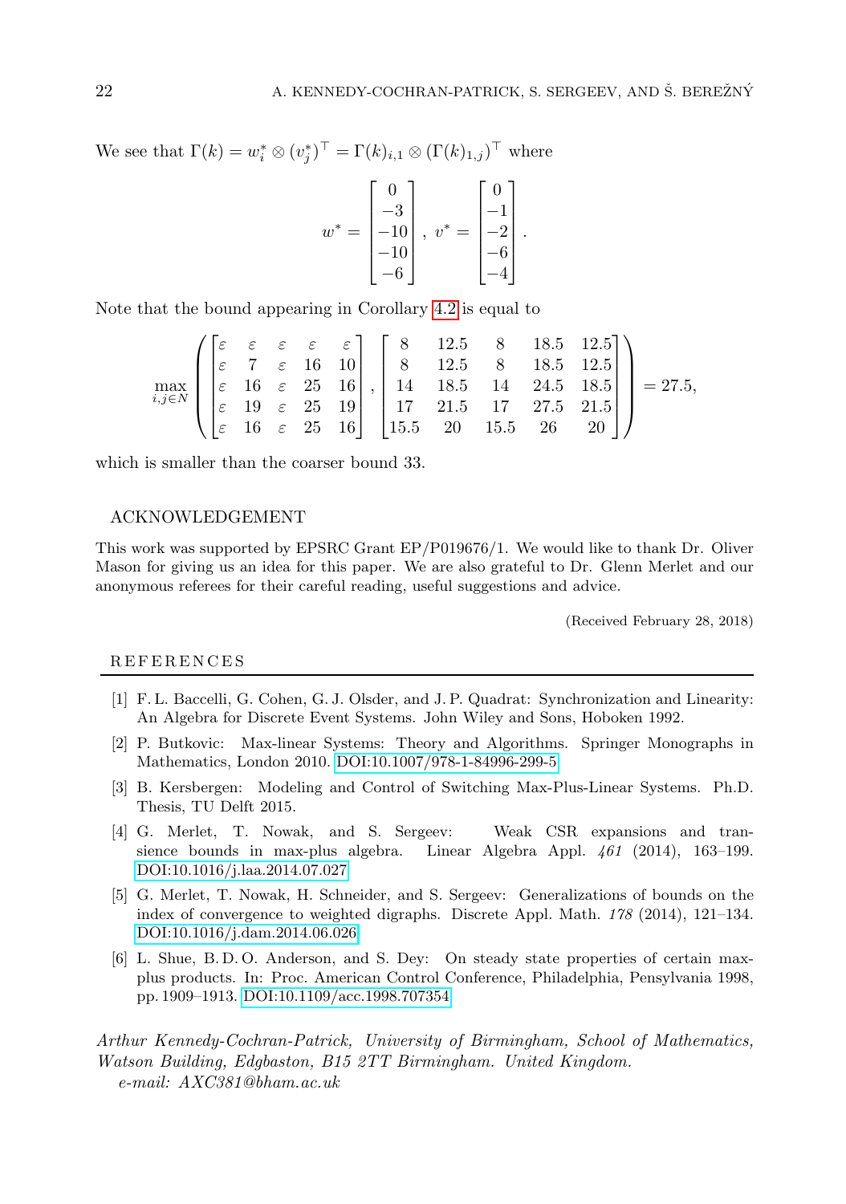We see that $\Gamma(k) = w_i^* \otimes (v_j^*)^\top = \Gamma(k)_{i,1} \otimes (\Gamma(k)_{1,j})^\top$ where

$$w^* = \begin{bmatrix} 0 \\ -3 \\ -10 \\ -10 \\ -6 \end{bmatrix},\ v^* = \begin{bmatrix} 0 \\ -1 \\ -2 \\ -6 \\ -4 \end{bmatrix}.$$

Note that the bound appearing in Corollary 4.2 is equal to

$$\max_{i,j\in N} \left( \begin{bmatrix} \varepsilon & \varepsilon & \varepsilon & \varepsilon & \varepsilon \\ \varepsilon & 7 & \varepsilon & 16 & 10 \\ \varepsilon & 16 & \varepsilon & 25 & 16 \\ \varepsilon & 19 & \varepsilon & 25 & 19 \\ \varepsilon & 16 & \varepsilon & 25 & 16 \end{bmatrix}, \begin{bmatrix} 8 & 12.5 & 8 & 18.5 & 12.5 \\ 8 & 12.5 & 8 & 18.5 & 12.5 \\ 14 & 18.5 & 14 & 24.5 & 18.5 \\ 17 & 21.5 & 17 & 27.5 & 21.5 \\ 15.5 & 20 & 15.5 & 26 & 20 \end{bmatrix} \right) = 27.5,$$

which is smaller than the coarser bound 33.

## ACKNOWLEDGEMENT

This work was supported by EPSRC Grant EP/P019676/1. We would like to thank Dr. Oliver Mason for giving us an idea for this paper. We are also grateful to Dr. Glenn Merlet and our anonymous referees for their careful reading, useful suggestions and advice.

(Received February 28, 2018)

## REFERENCES

[1] F. L. Baccelli, G. Cohen, G. J. Olsder, and J. P. Quadrat: Synchronization and Linearity: An Algebra for Discrete Event Systems. John Wiley and Sons, Hoboken 1992.

[2] P. Butkovic: Max-linear Systems: Theory and Algorithms. Springer Monographs in Mathematics, London 2010. DOI:10.1007/978-1-84996-299-5

[3] B. Kersbergen: Modeling and Control of Switching Max-Plus-Linear Systems. Ph.D. Thesis, TU Delft 2015.

[4] G. Merlet, T. Nowak, and S. Sergeev: Weak CSR expansions and transience bounds in max-plus algebra. Linear Algebra Appl. *461* (2014), 163–199. DOI:10.1016/j.laa.2014.07.027

[5] G. Merlet, T. Nowak, H. Schneider, and S. Sergeev: Generalizations of bounds on the index of convergence to weighted digraphs. Discrete Appl. Math. *178* (2014), 121–134. DOI:10.1016/j.dam.2014.06.026

[6] L. Shue, B. D. O. Anderson, and S. Dey: On steady state properties of certain max-plus products. In: Proc. American Control Conference, Philadelphia, Pensylvania 1998, pp. 1909–1913. DOI:10.1109/acc.1998.707354

*Arthur Kennedy-Cochran-Patrick, University of Birmingham, School of Mathematics, Watson Building, Edgbaston, B15 2TT Birmingham. United Kingdom.*
*e-mail: AXC381@bham.ac.uk*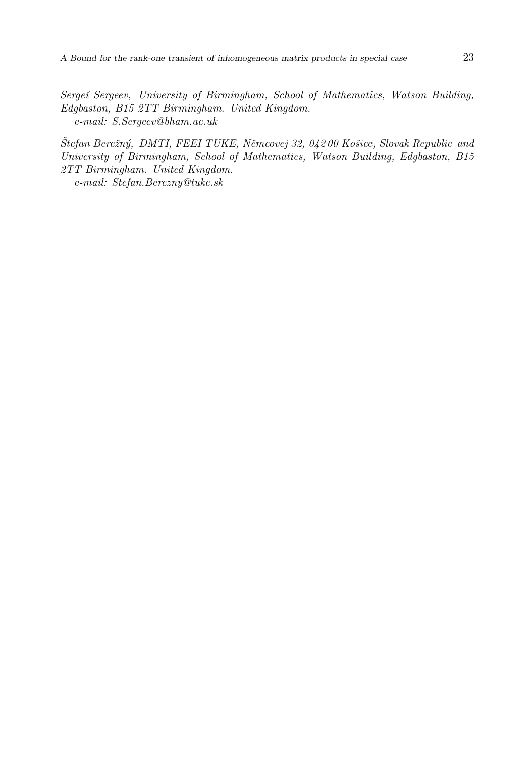*Sergeĭ Sergeev, University of Birmingham, School of Mathematics, Watson Building, Edgbaston, B15 2TT Birmingham. United Kingdom.*
*e-mail: S.Sergeev@bham.ac.uk*

*Štefan Berežný, DMTI, FEEI TUKE, Němcovej 32, 042 00 Košice, Slovak Republic and University of Birmingham, School of Mathematics, Watson Building, Edgbaston, B15 2TT Birmingham. United Kingdom.*
*e-mail: Stefan.Berezny@tuke.sk*